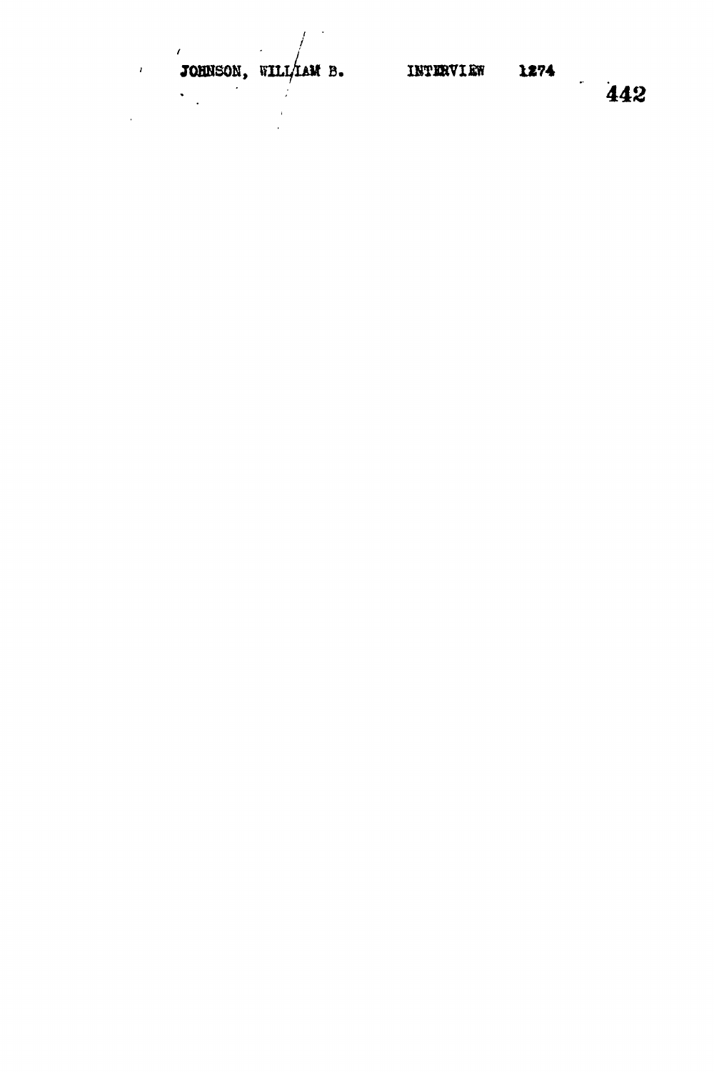JOHNSON, WILLIAM B. INTERVIEW 1274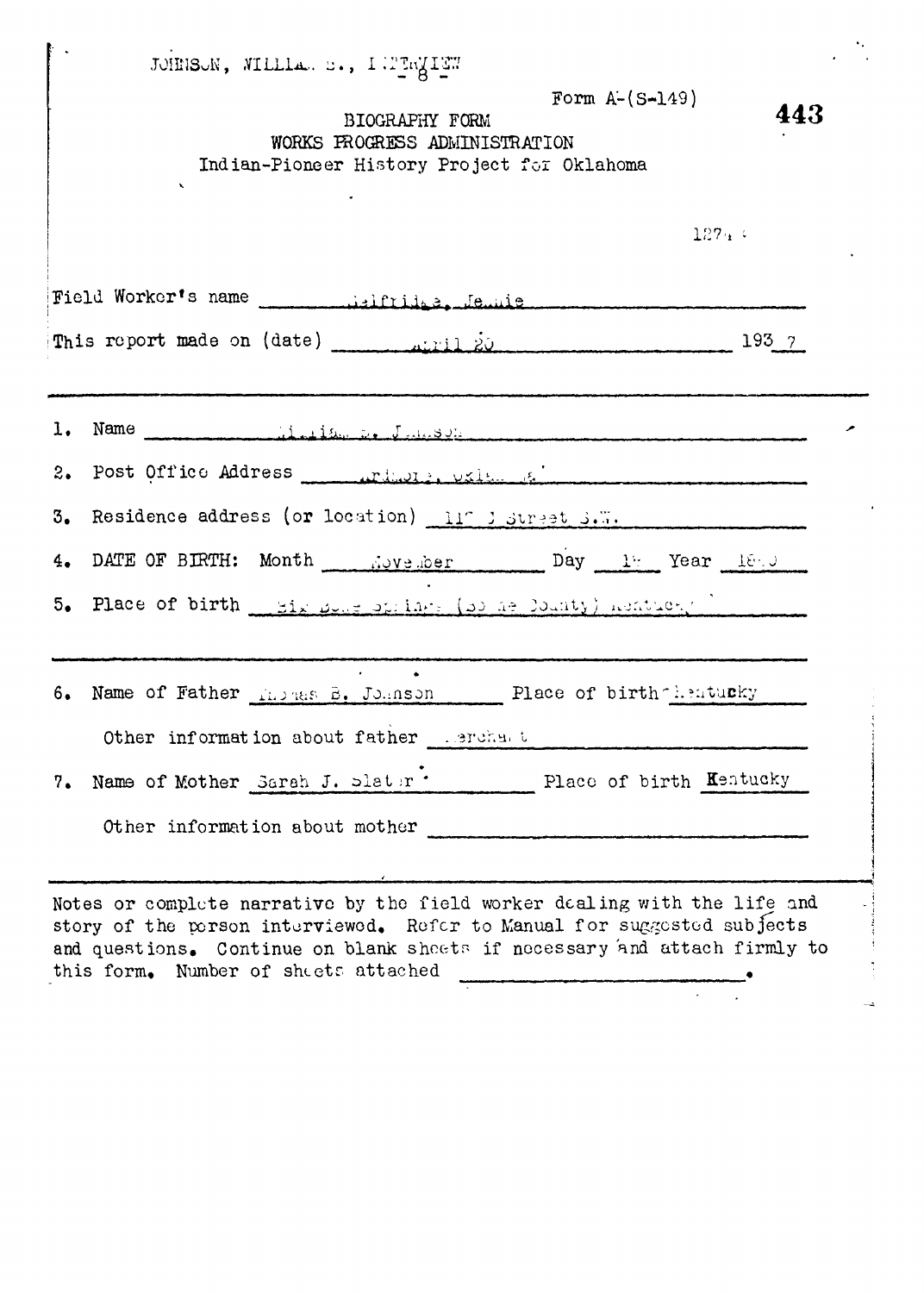JOHNSON, WILLIAM B., INTERVIEW

- 8 -

Form A-(S-149)

443

BIOGRAPHY FORM
WORKS PROGRESS ADMINISTRATION
Indian-Pioneer History Project for Oklahoma

1274

Field Worker's name Selfridge, Jennie

This report made on (date) April 20 1937

1. Name William B. Johnson

2. Post Office Address Ardmore, Oklahoma

3. Residence address (or location) 11? J Street S.W.

4. DATE OF BIRTH: Month November Day 1? Year 18?

5. Place of birth Big Bone Springs (Boone County) Kentucky

6. Name of Father Thomas B. Johnson Place of birth Kentucky

Other information about father Merchant

7. Name of Mother Sarah J. Slater Place of birth Kentucky

Other information about mother

Notes or complete narrative by the field worker dealing with the life and story of the person interviewed. Refer to Manual for suggested subjects and questions. Continue on blank sheets if necessary and attach firmly to this form. Number of sheets attached .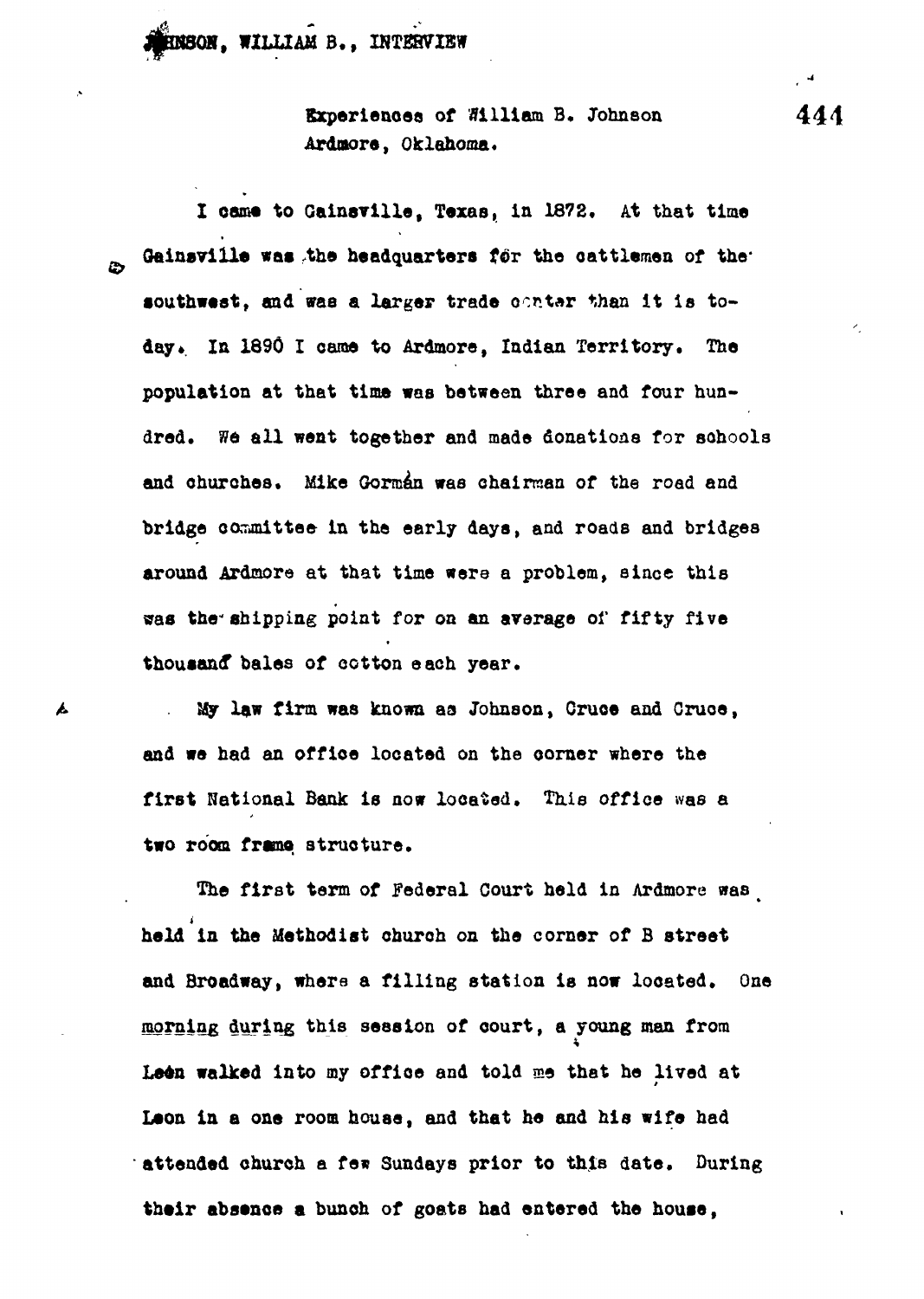JOHNSON, WILLIAM B., INTERVIEW

Experiences of William B. Johnson
Ardmore, Oklahoma.

I came to Gainsville, Texas, in 1872. At that time Gainsville was the headquarters for the cattlemen of the southwest, and was a larger trade center than it is today. In 1890 I came to Ardmore, Indian Territory. The population at that time was between three and four hundred. We all went together and made donations for schools and churches. Mike Gormán was chairman of the road and bridge committee in the early days, and roads and bridges around Ardmore at that time were a problem, since this was the shipping point for on an average of fifty five thousand bales of cotton each year.

My law firm was known as Johnson, Cruce and Cruce, and we had an office located on the corner where the first National Bank is now located. This office was a two room frame structure.

The first term of Federal Court held in Ardmore was held in the Methodist church on the corner of B street and Broadway, where a filling station is now located. One morning during this session of court, a young man from Leon walked into my office and told me that he lived at Leon in a one room house, and that he and his wife had attended church a few Sundays prior to this date. During their absence a bunch of goats had entered the house,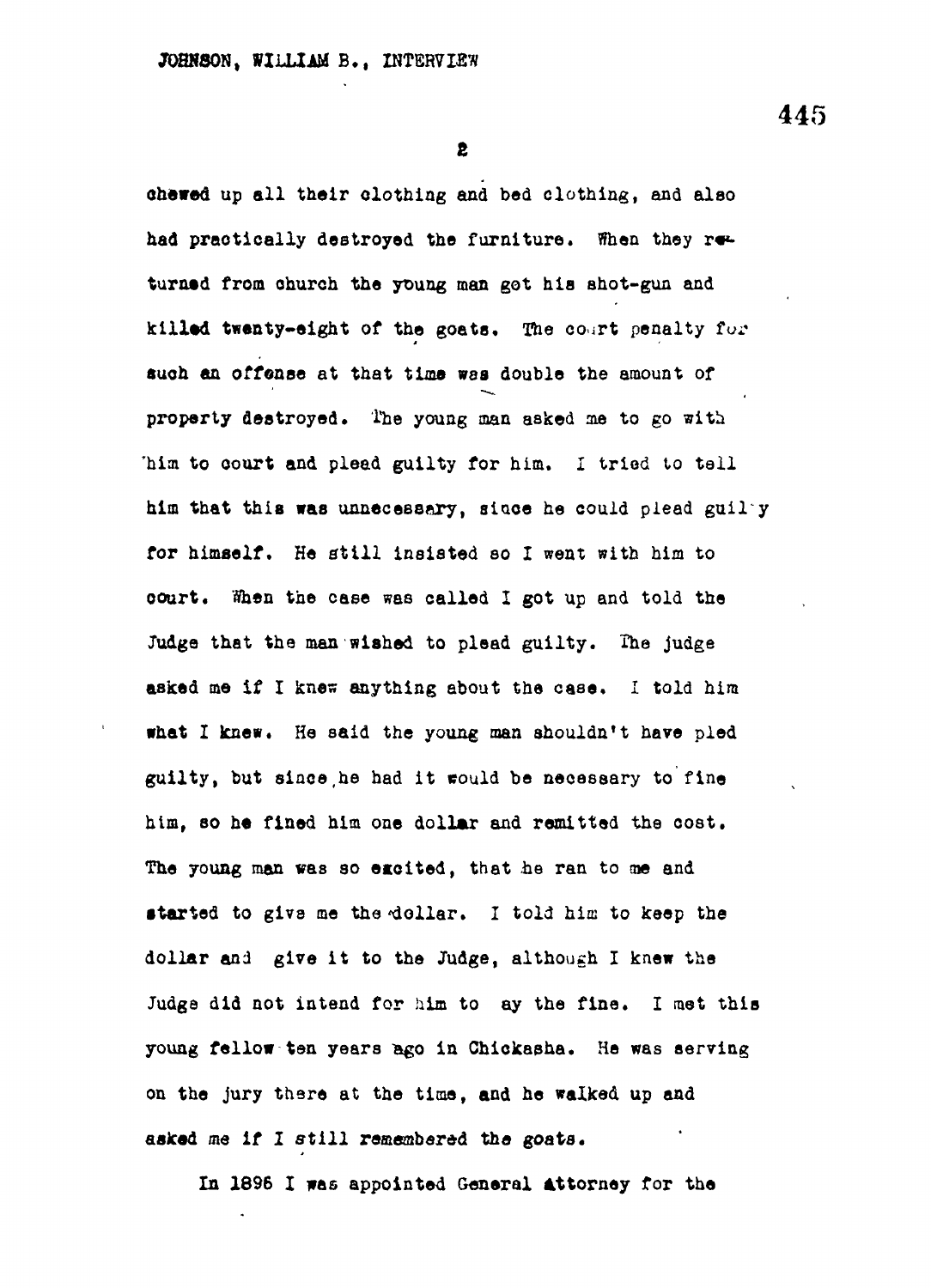chewed up all their clothing and bed clothing, and also had practically destroyed the furniture. When they returned from church the young man got his shot-gun and killed twenty-eight of the goats. The court penalty for such an offense at that time was double the amount of property destroyed. The young man asked me to go with him to court and plead guilty for him. I tried to tell him that this was unnecessary, since he could plead guilty for himself. He still insisted so I went with him to court. When the case was called I got up and told the Judge that the man wished to plead guilty. The judge asked me if I knew anything about the case. I told him what I knew. He said the young man shouldn't have pled guilty, but since he had it would be necessary to fine him, so he fined him one dollar and remitted the cost. The young man was so excited, that he ran to me and started to give me the dollar. I told him to keep the dollar and give it to the Judge, although I knew the Judge did not intend for him to ay the fine. I met this young fellow ten years ago in Chickasha. He was serving on the jury there at the time, and he walked up and asked me if I still remembered the goats.

In 1896 I was appointed General Attorney for the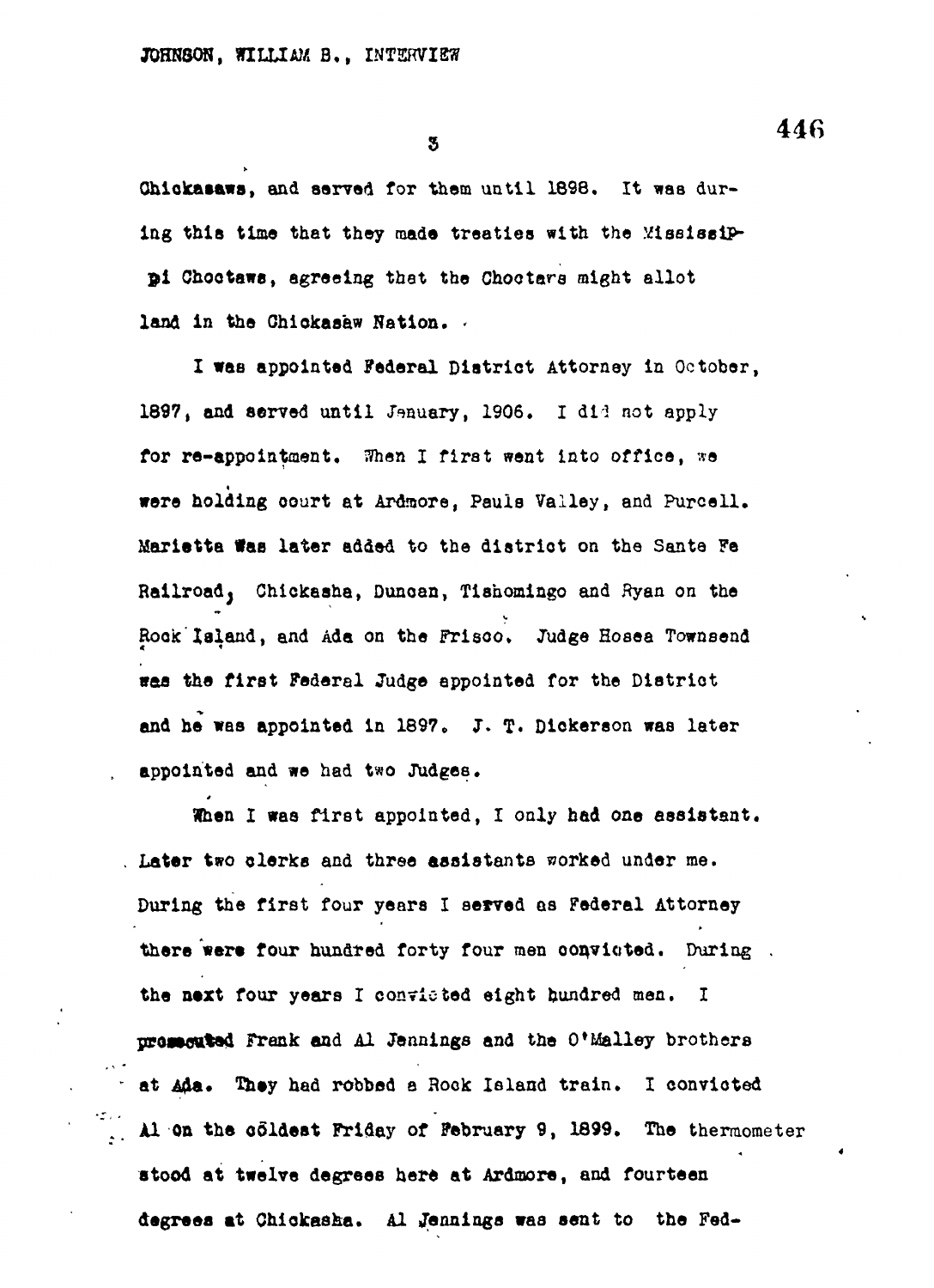Chickasaws, and served for them until 1898. It was during this time that they made treaties with the Mississippi Choctaws, agreeing that the Choctaws might allot land in the Chickasaw Nation.

I was appointed Federal District Attorney in October, 1897, and served until January, 1906. I did not apply for re-appointment. When I first went into office, we were holding court at Ardmore, Pauls Valley, and Purcell. Marietta was later added to the district on the Sante Fe Railroad, Chickasha, Duncan, Tishomingo and Ryan on the Rock Island, and Ada on the Frisco. Judge Hosea Townsend was the first Federal Judge appointed for the District and he was appointed in 1897. J. T. Dickerson was later appointed and we had two Judges.

When I was first appointed, I only had one assistant. Later two clerks and three assistants worked under me. During the first four years I served as Federal Attorney there were four hundred forty four men convicted. During the next four years I convicted eight hundred men. I prosecuted Frank and Al Jennings and the O'Malley brothers at Ada. They had robbed a Rock Island train. I convicted Al on the coldest Friday of February 9, 1899. The thermometer stood at twelve degrees here at Ardmore, and fourteen degrees at Chickasha. Al Jennings was sent to the Fed-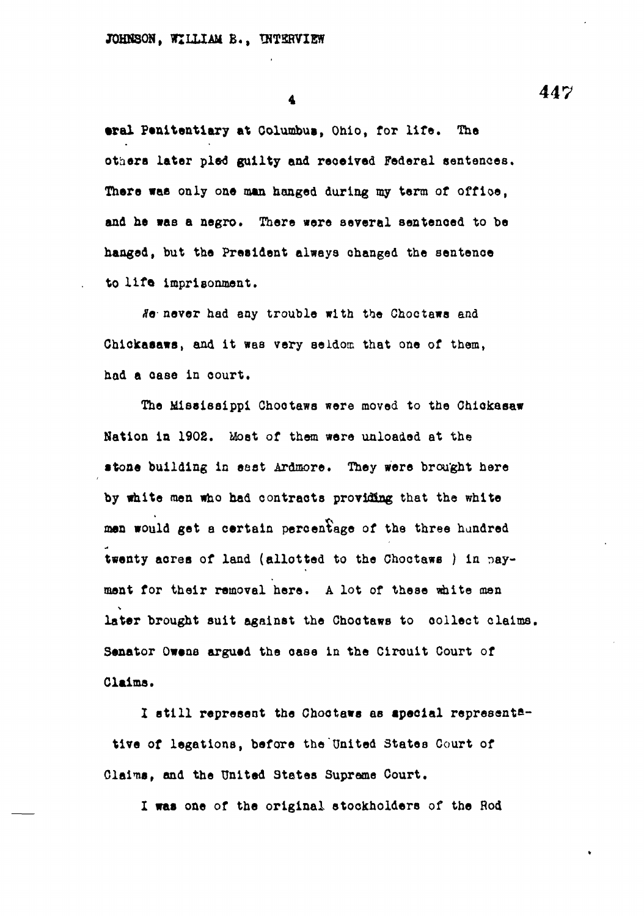eral Penitentiary at Columbus, Ohio, for life. The others later pled guilty and received Federal sentences. There was only one man hanged during my term of office, and he was a negro. There were several sentenced to be hanged, but the President always changed the sentence to life imprisonment.

We never had any trouble with the Choctaws and Chickasaws, and it was very seldom that one of them, had a case in court.

The Mississippi Choctaws were moved to the Chickasaw Nation in 1902. Most of them were unloaded at the stone building in east Ardmore. They were brought here by white men who had contracts providing that the white men would get a certain percentage of the three hundred twenty acres of land (allotted to the Choctaws ) in payment for their removal here. A lot of these white men later brought suit against the Choctaws to collect claims. Senator Owens argued the case in the Circuit Court of Claims.

I still represent the Choctaws as special representative of legations, before the United States Court of Claims, and the United States Supreme Court.

I was one of the original stockholders of the Rod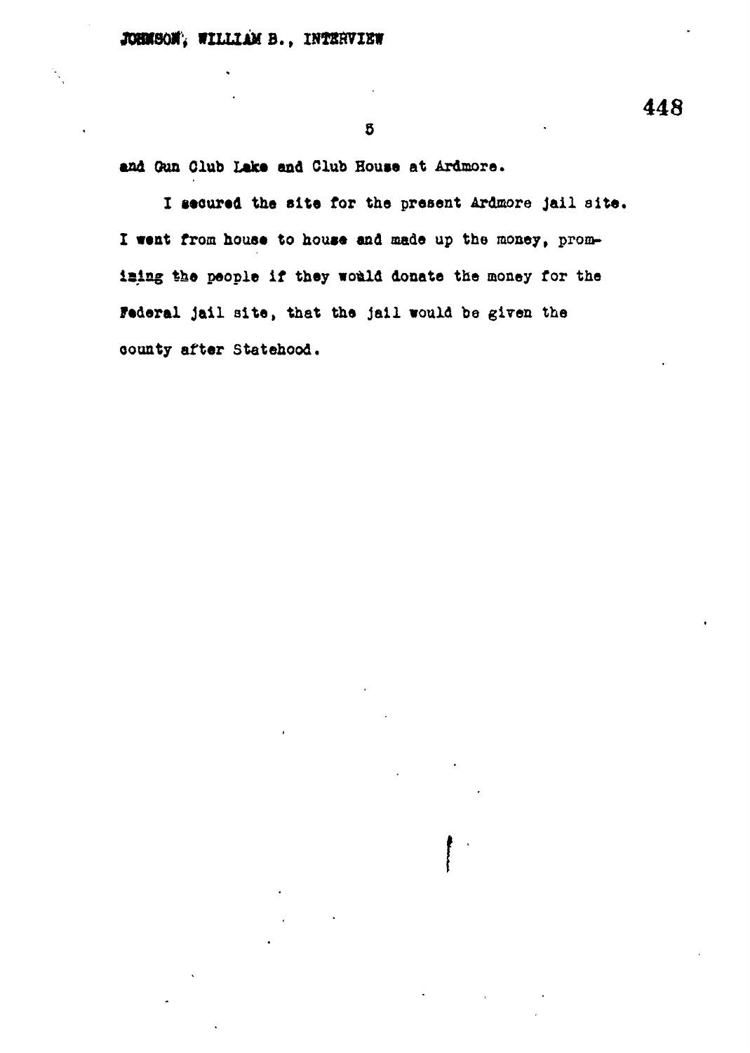and Gun Club Lake and Club House at Ardmore.

I secured the site for the present Ardmore jail site. I went from house to house and made up the money, promising the people if they would donate the money for the Federal jail site, that the jail would be given the county after Statehood.